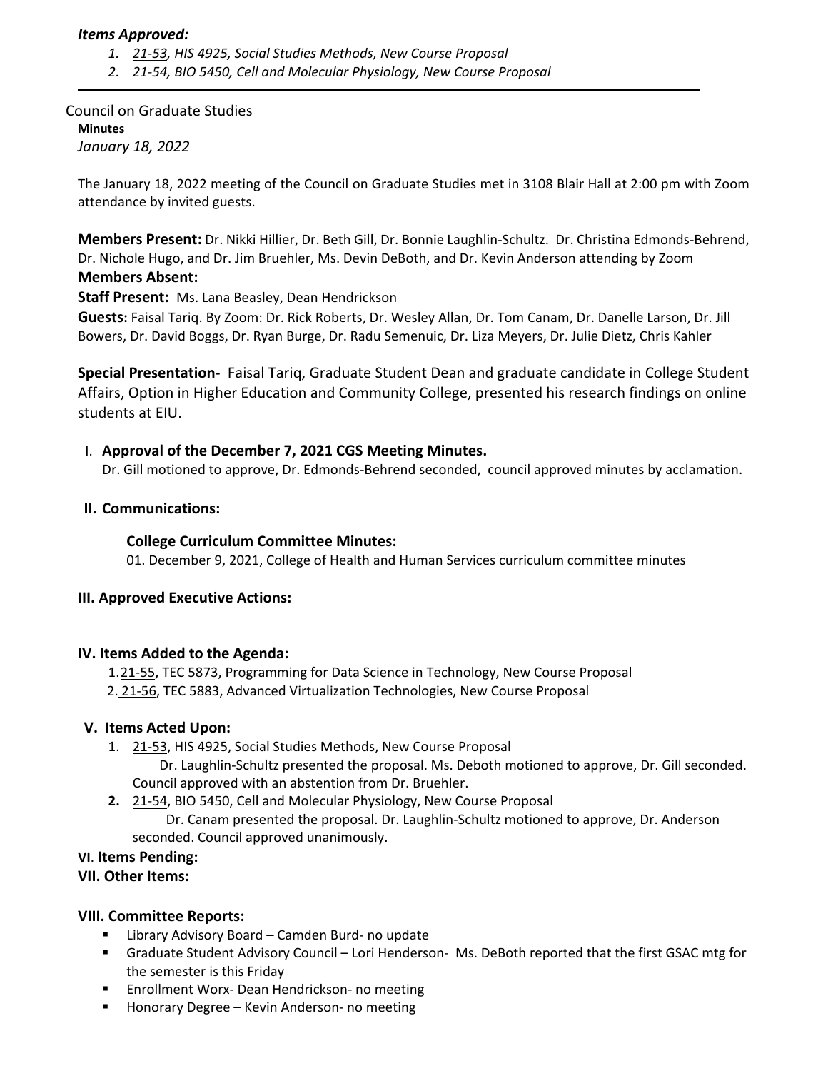***Items Approved:***

1. *21-53, HIS 4925, Social Studies Methods, New Course Proposal*
2. *21-54, BIO 5450, Cell and Molecular Physiology, New Course Proposal*

---

Council on Graduate Studies

**Minutes**

*January 18, 2022*

The January 18, 2022 meeting of the Council on Graduate Studies met in 3108 Blair Hall at 2:00 pm with Zoom attendance by invited guests.

**Members Present:** Dr. Nikki Hillier, Dr. Beth Gill, Dr. Bonnie Laughlin-Schultz. Dr. Christina Edmonds-Behrend, Dr. Nichole Hugo, and Dr. Jim Bruehler, Ms. Devin DeBoth, and Dr. Kevin Anderson attending by Zoom

**Members Absent:**

**Staff Present:** Ms. Lana Beasley, Dean Hendrickson

**Guests:** Faisal Tariq. By Zoom: Dr. Rick Roberts, Dr. Wesley Allan, Dr. Tom Canam, Dr. Danelle Larson, Dr. Jill Bowers, Dr. David Boggs, Dr. Ryan Burge, Dr. Radu Semenuic, Dr. Liza Meyers, Dr. Julie Dietz, Chris Kahler

**Special Presentation-** Faisal Tariq, Graduate Student Dean and graduate candidate in College Student Affairs, Option in Higher Education and Community College, presented his research findings on online students at EIU.

I. **Approval of the December 7, 2021 CGS Meeting Minutes.**
   Dr. Gill motioned to approve, Dr. Edmonds-Behrend seconded, council approved minutes by acclamation.

**II. Communications:**

**College Curriculum Committee Minutes:**
01. December 9, 2021, College of Health and Human Services curriculum committee minutes

**III. Approved Executive Actions:**

**IV. Items Added to the Agenda:**

1. 21-55, TEC 5873, Programming for Data Science in Technology, New Course Proposal
2. 21-56, TEC 5883, Advanced Virtualization Technologies, New Course Proposal

**V. Items Acted Upon:**

1. 21-53, HIS 4925, Social Studies Methods, New Course Proposal
   Dr. Laughlin-Schultz presented the proposal. Ms. Deboth motioned to approve, Dr. Gill seconded. Council approved with an abstention from Dr. Bruehler.
2. 21-54, BIO 5450, Cell and Molecular Physiology, New Course Proposal
   Dr. Canam presented the proposal. Dr. Laughlin-Schultz motioned to approve, Dr. Anderson seconded. Council approved unanimously.

**VI. Items Pending:**

**VII. Other Items:**

**VIII. Committee Reports:**

- Library Advisory Board – Camden Burd- no update
- Graduate Student Advisory Council – Lori Henderson- Ms. DeBoth reported that the first GSAC mtg for the semester is this Friday
- Enrollment Worx- Dean Hendrickson- no meeting
- Honorary Degree – Kevin Anderson- no meeting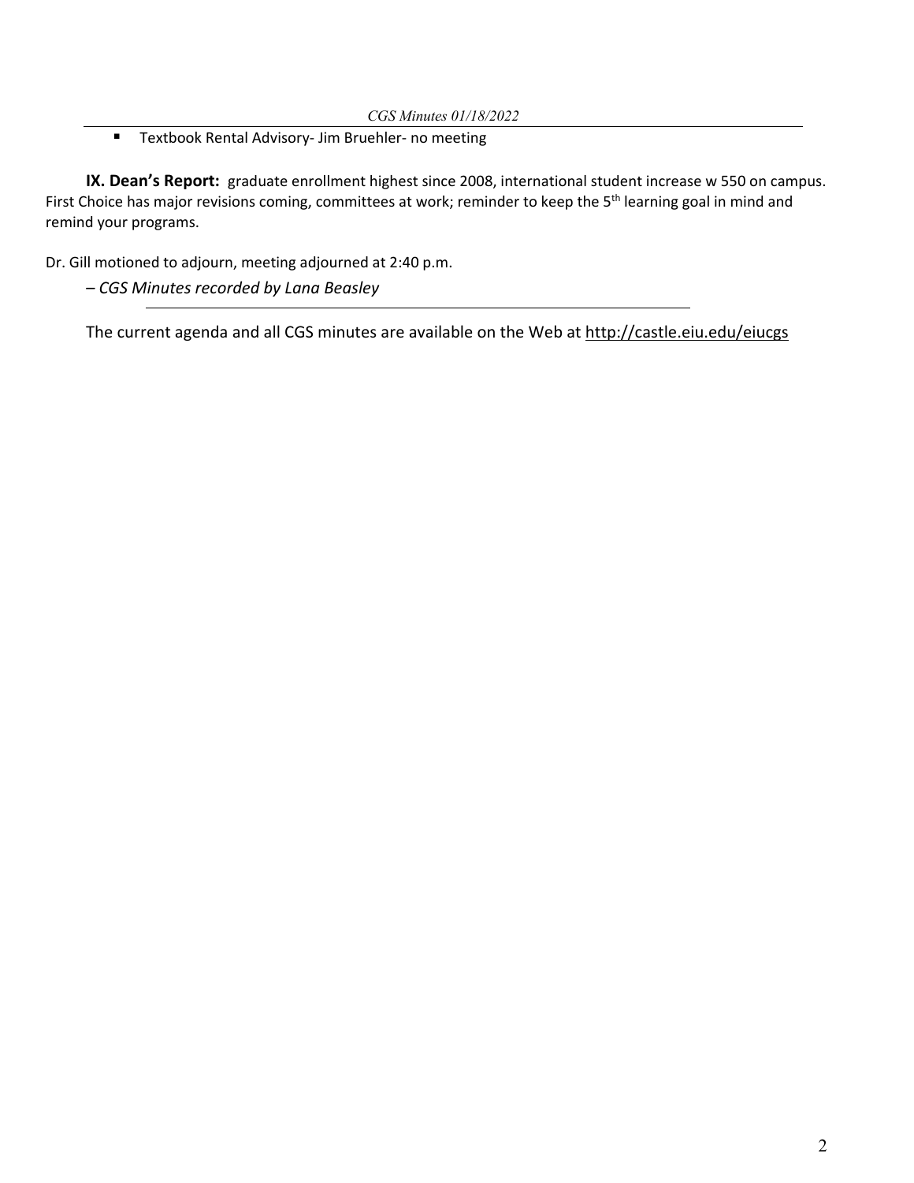- Textbook Rental Advisory- Jim Bruehler- no meeting

**IX. Dean's Report:** graduate enrollment highest since 2008, international student increase w 550 on campus. First Choice has major revisions coming, committees at work; reminder to keep the 5th learning goal in mind and remind your programs.

Dr. Gill motioned to adjourn, meeting adjourned at 2:40 p.m.

*– CGS Minutes recorded by Lana Beasley*

---

The current agenda and all CGS minutes are available on the Web at http://castle.eiu.edu/eiucgs